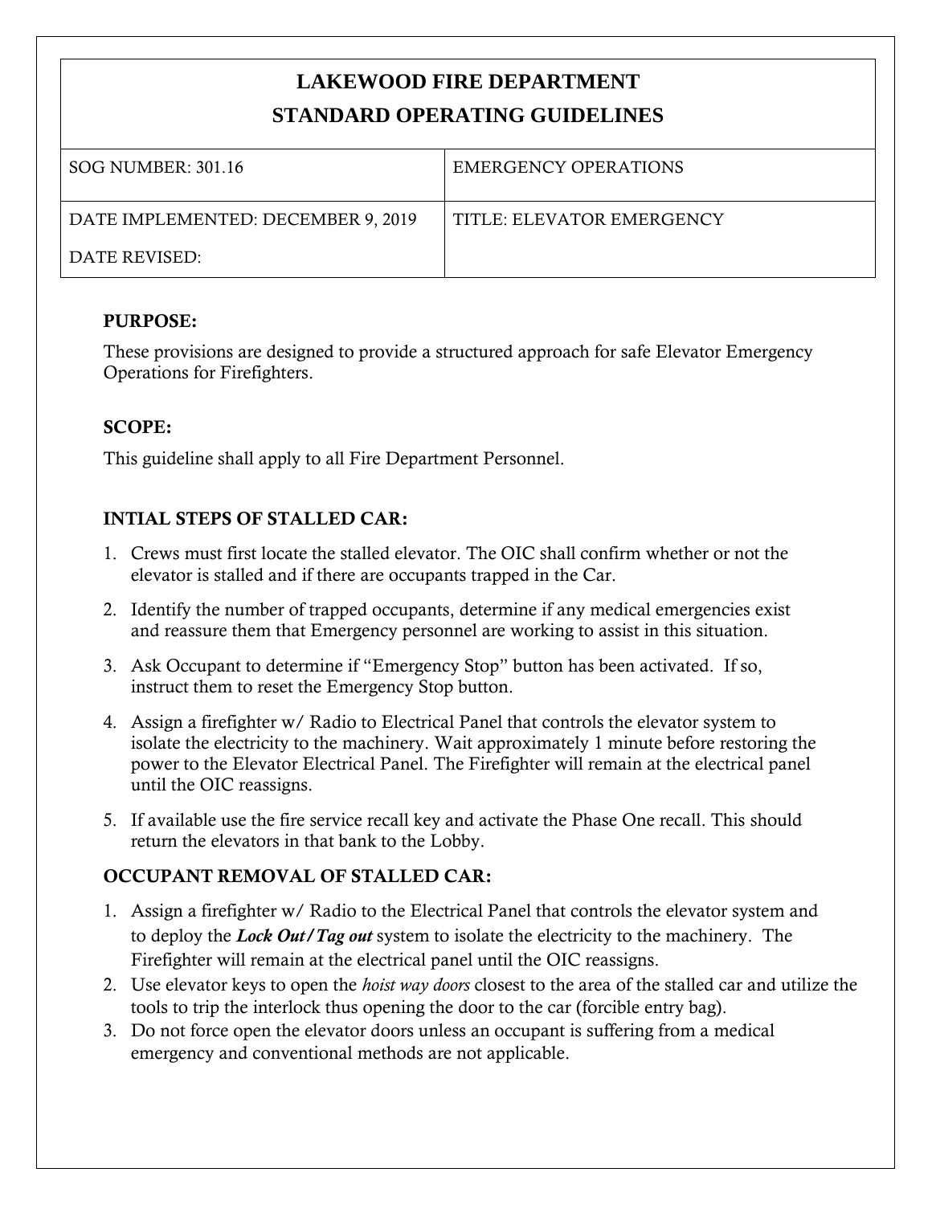# LAKEWOOD FIRE DEPARTMENT
# STANDARD OPERATING GUIDELINES

| SOG NUMBER: 301.16 | EMERGENCY OPERATIONS |
|---|---|
| DATE IMPLEMENTED: DECEMBER 9, 2019<br>DATE REVISED: | TITLE: ELEVATOR EMERGENCY |

**PURPOSE:**

These provisions are designed to provide a structured approach for safe Elevator Emergency Operations for Firefighters.

**SCOPE:**

This guideline shall apply to all Fire Department Personnel.

**INTIAL STEPS OF STALLED CAR:**

1. Crews must first locate the stalled elevator. The OIC shall confirm whether or not the elevator is stalled and if there are occupants trapped in the Car.
2. Identify the number of trapped occupants, determine if any medical emergencies exist and reassure them that Emergency personnel are working to assist in this situation.
3. Ask Occupant to determine if "Emergency Stop" button has been activated. If so, instruct them to reset the Emergency Stop button.
4. Assign a firefighter w/ Radio to Electrical Panel that controls the elevator system to isolate the electricity to the machinery. Wait approximately 1 minute before restoring the power to the Elevator Electrical Panel. The Firefighter will remain at the electrical panel until the OIC reassigns.
5. If available use the fire service recall key and activate the Phase One recall. This should return the elevators in that bank to the Lobby.

**OCCUPANT REMOVAL OF STALLED CAR:**

1. Assign a firefighter w/ Radio to the Electrical Panel that controls the elevator system and to deploy the ***Lock Out/Tag out*** system to isolate the electricity to the machinery. The Firefighter will remain at the electrical panel until the OIC reassigns.
2. Use elevator keys to open the *hoist way doors* closest to the area of the stalled car and utilize the tools to trip the interlock thus opening the door to the car (forcible entry bag).
3. Do not force open the elevator doors unless an occupant is suffering from a medical emergency and conventional methods are not applicable.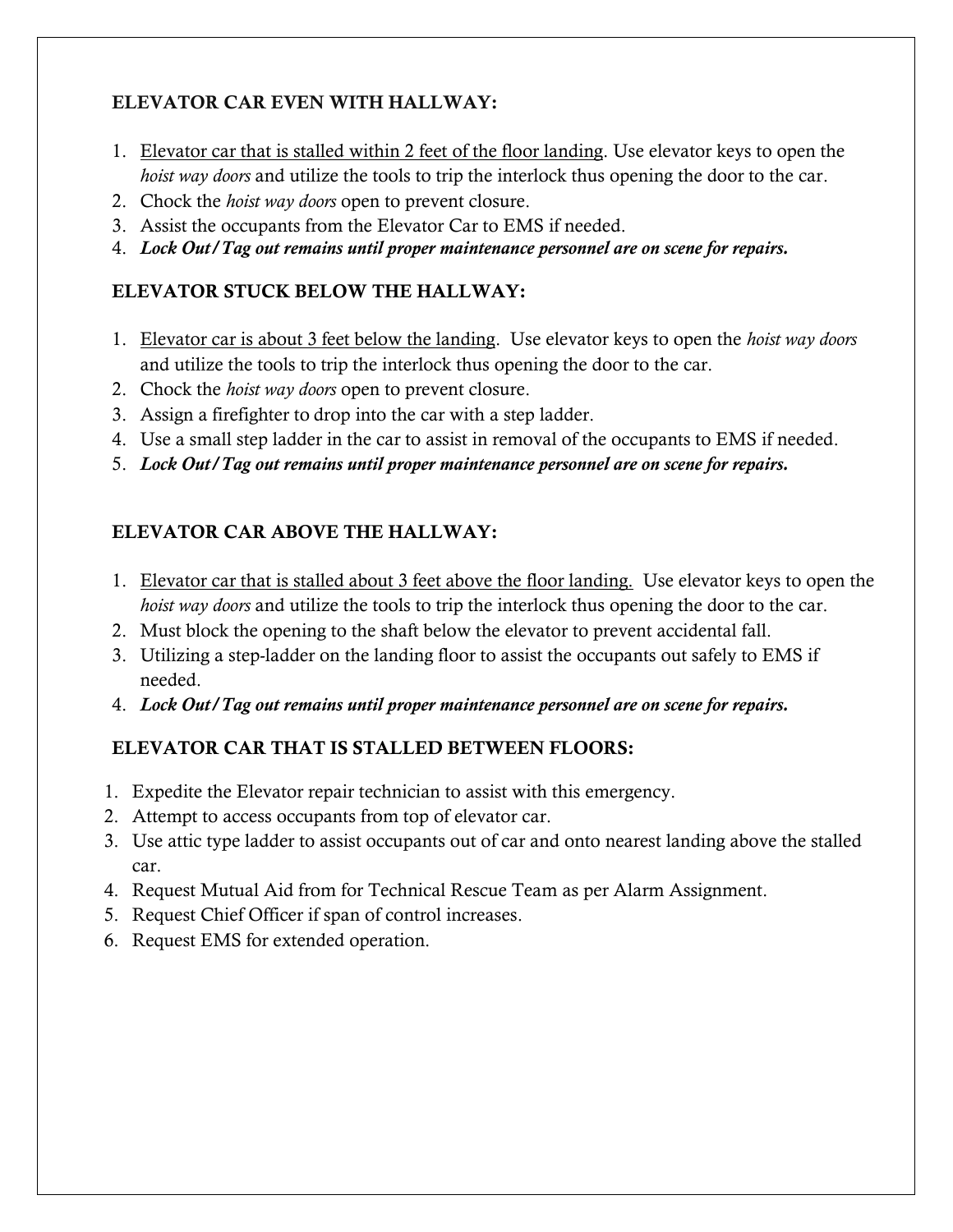**ELEVATOR CAR EVEN WITH HALLWAY:**

1. <u>Elevator car that is stalled within 2 feet of the floor landing</u>. Use elevator keys to open the *hoist way doors* and utilize the tools to trip the interlock thus opening the door to the car.
2. Chock the *hoist way doors* open to prevent closure.
3. Assist the occupants from the Elevator Car to EMS if needed.
4. ***Lock Out/Tag out remains until proper maintenance personnel are on scene for repairs.***

**ELEVATOR STUCK BELOW THE HALLWAY:**

1. <u>Elevator car is about 3 feet below the landing</u>. Use elevator keys to open the *hoist way doors* and utilize the tools to trip the interlock thus opening the door to the car.
2. Chock the *hoist way doors* open to prevent closure.
3. Assign a firefighter to drop into the car with a step ladder.
4. Use a small step ladder in the car to assist in removal of the occupants to EMS if needed.
5. ***Lock Out/Tag out remains until proper maintenance personnel are on scene for repairs.***

**ELEVATOR CAR ABOVE THE HALLWAY:**

1. <u>Elevator car that is stalled about 3 feet above the floor landing.</u> Use elevator keys to open the *hoist way doors* and utilize the tools to trip the interlock thus opening the door to the car.
2. Must block the opening to the shaft below the elevator to prevent accidental fall.
3. Utilizing a step-ladder on the landing floor to assist the occupants out safely to EMS if needed.
4. ***Lock Out/Tag out remains until proper maintenance personnel are on scene for repairs.***

**ELEVATOR CAR THAT IS STALLED BETWEEN FLOORS:**

1. Expedite the Elevator repair technician to assist with this emergency.
2. Attempt to access occupants from top of elevator car.
3. Use attic type ladder to assist occupants out of car and onto nearest landing above the stalled car.
4. Request Mutual Aid from for Technical Rescue Team as per Alarm Assignment.
5. Request Chief Officer if span of control increases.
6. Request EMS for extended operation.